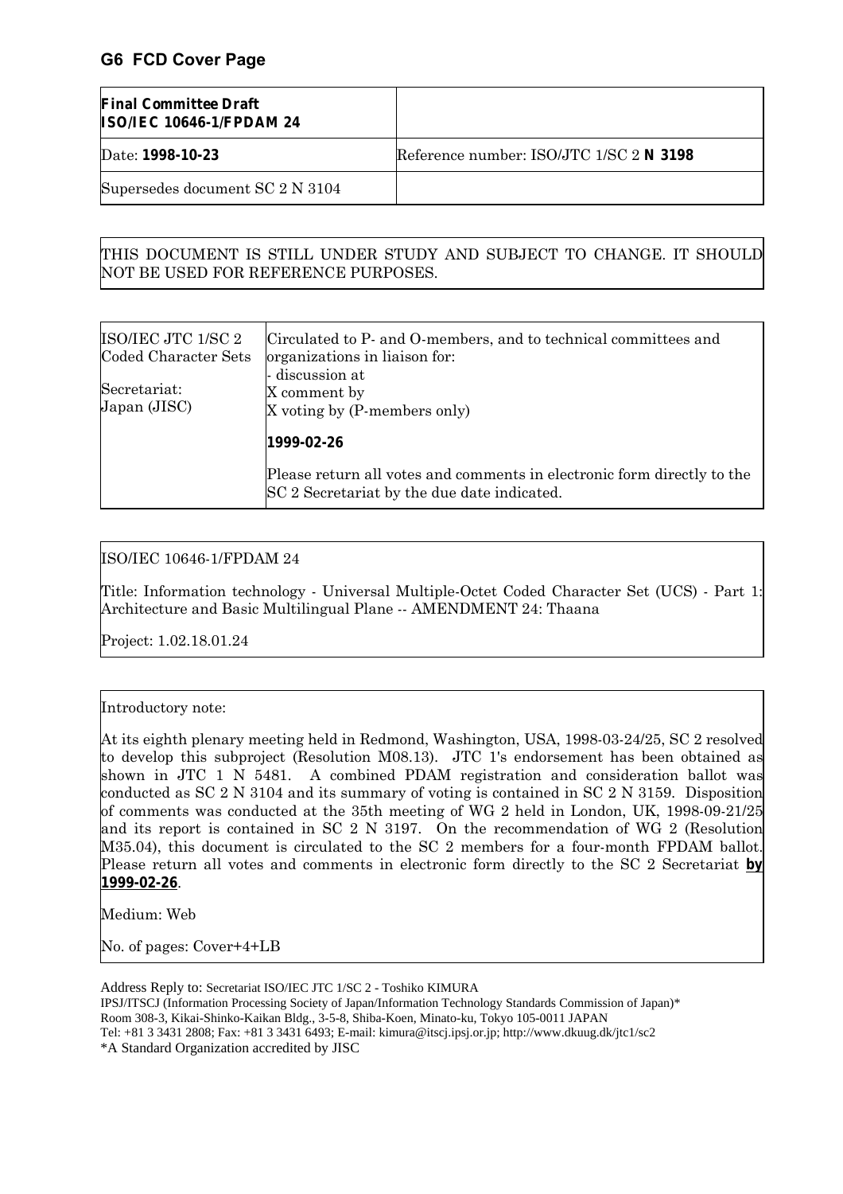## G6 FCD Cover Page

| | |
|---|---|
| **Final Committee Draft ISO/IEC 10646-1/FPDAM 24** | |
| Date: **1998-10-23** | Reference number: ISO/JTC 1/SC 2 **N 3198** |
| Supersedes document SC 2 N 3104 | |

THIS DOCUMENT IS STILL UNDER STUDY AND SUBJECT TO CHANGE. IT SHOULD NOT BE USED FOR REFERENCE PURPOSES.

| | |
|---|---|
| ISO/IEC JTC 1/SC 2 Coded Character Sets<br><br>Secretariat: Japan (JISC) | Circulated to P- and O-members, and to technical committees and organizations in liaison for:<br>- discussion at<br>X comment by<br>X voting by (P-members only)<br><br>**1999-02-26**<br><br>Please return all votes and comments in electronic form directly to the SC 2 Secretariat by the due date indicated. |

ISO/IEC 10646-1/FPDAM 24

Title: Information technology - Universal Multiple-Octet Coded Character Set (UCS) - Part 1: Architecture and Basic Multilingual Plane -- AMENDMENT 24: Thaana

Project: 1.02.18.01.24

Introductory note:

At its eighth plenary meeting held in Redmond, Washington, USA, 1998-03-24/25, SC 2 resolved to develop this subproject (Resolution M08.13). JTC 1's endorsement has been obtained as shown in JTC 1 N 5481. A combined PDAM registration and consideration ballot was conducted as SC 2 N 3104 and its summary of voting is contained in SC 2 N 3159. Disposition of comments was conducted at the 35th meeting of WG 2 held in London, UK, 1998-09-21/25 and its report is contained in SC 2 N 3197. On the recommendation of WG 2 (Resolution M35.04), this document is circulated to the SC 2 members for a four-month FPDAM ballot. Please return all votes and comments in electronic form directly to the SC 2 Secretariat **by 1999-02-26**.

Medium: Web

No. of pages: Cover+4+LB

Address Reply to: Secretariat ISO/IEC JTC 1/SC 2 - Toshiko KIMURA
IPSJ/ITSCJ (Information Processing Society of Japan/Information Technology Standards Commission of Japan)*
Room 308-3, Kikai-Shinko-Kaikan Bldg., 3-5-8, Shiba-Koen, Minato-ku, Tokyo 105-0011 JAPAN
Tel: +81 3 3431 2808; Fax: +81 3 3431 6493; E-mail: kimura@itscj.ipsj.or.jp; http://www.dkuug.dk/jtc1/sc2
*A Standard Organization accredited by JISC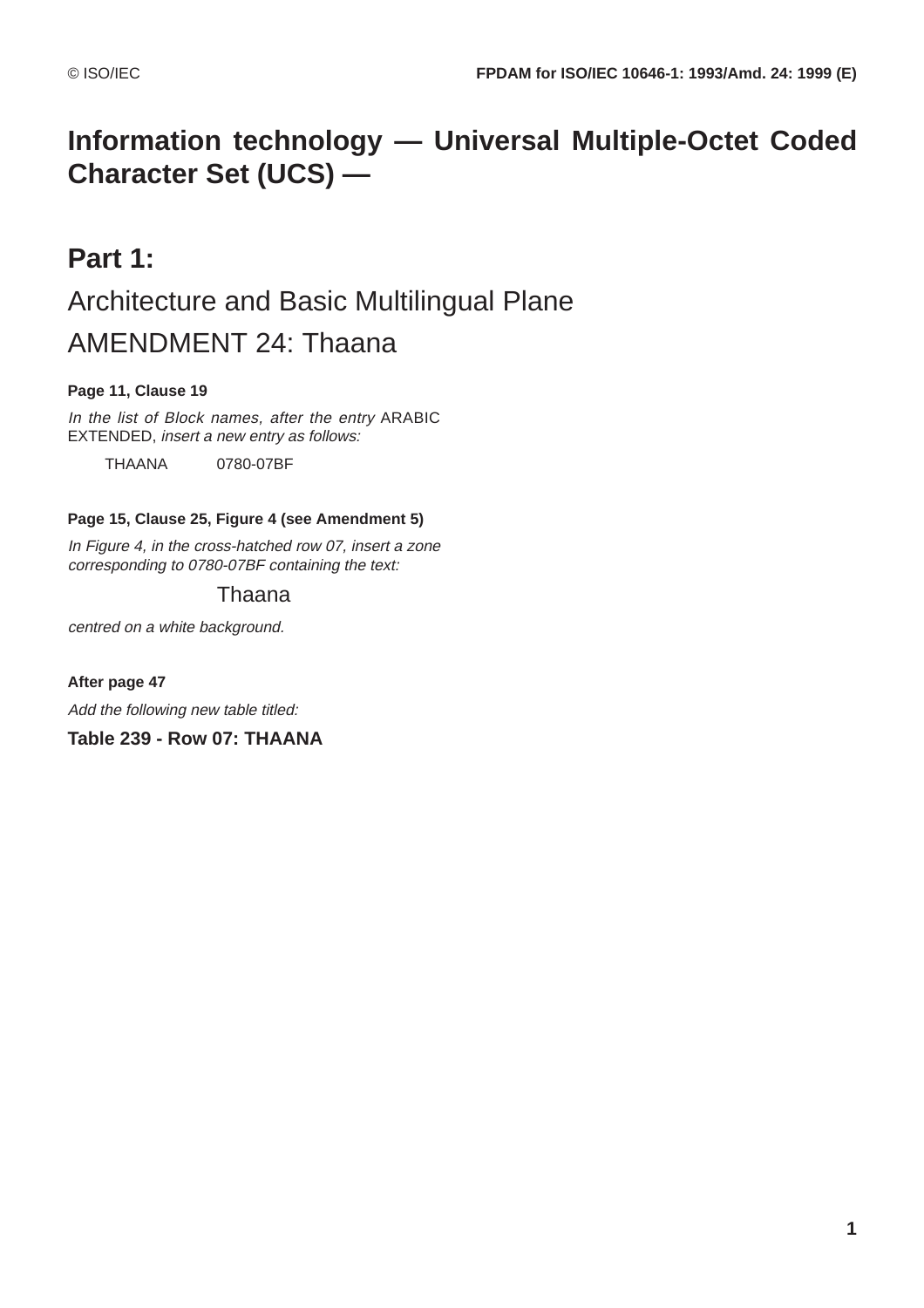# Information technology — Universal Multiple-Octet Coded Character Set (UCS) —

## Part 1:

## Architecture and Basic Multilingual Plane

## AMENDMENT 24: Thaana

**Page 11, Clause 19**

*In the list of Block names, after the entry* ARABIC EXTENDED, *insert a new entry as follows:*

THAANA 0780-07BF

**Page 15, Clause 25, Figure 4 (see Amendment 5)**

*In Figure 4, in the cross-hatched row 07, insert a zone corresponding to 0780-07BF containing the text:*

Thaana

*centred on a white background.*

**After page 47**

*Add the following new table titled:*

**Table 239 - Row 07: THAANA**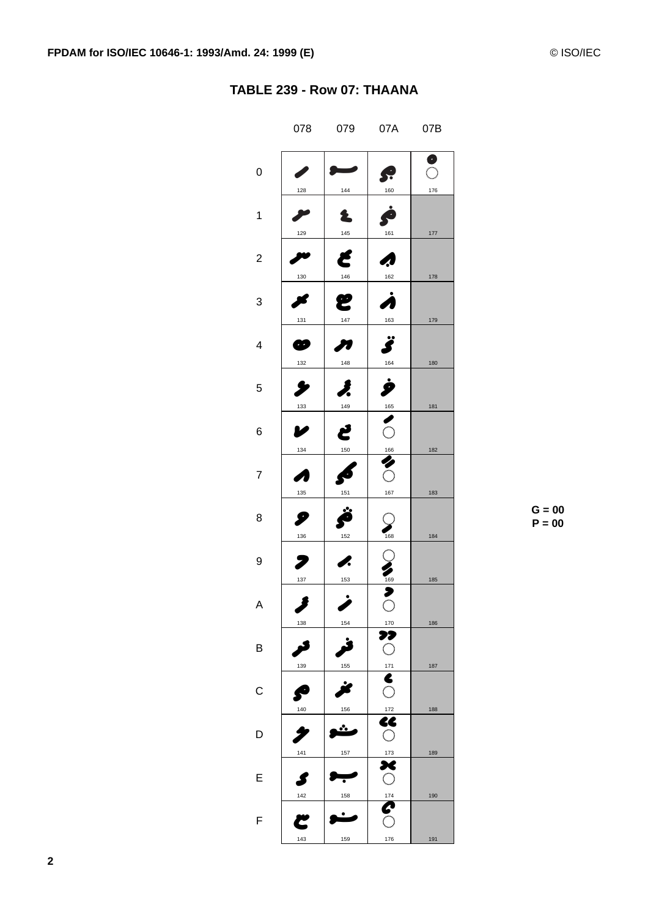## TABLE 239 - Row 07: THAANA

| | 078 | 079 | 07A | 07B |
|---|---|---|---|---|
| 0 | ހ 128 | ސ 144 | ޠ 160 | ް 176 |
| 1 | ށ 129 | ޑ 145 | ޡ 161 | 177 |
| 2 | ނ 130 | ޒ 146 | ޢ 162 | 178 |
| 3 | ރ 131 | ޓ 147 | ޣ 163 | 179 |
| 4 | ބ 132 | ޔ 148 | ޤ 164 | 180 |
| 5 | ޅ 133 | ޕ 149 | ޥ 165 | 181 |
| 6 | ކ 134 | ޖ 150 | ަ 166 | 182 |
| 7 | އ 135 | ޗ 151 | ާ 167 | 183 |
| 8 | ވ 136 | ޘ 152 | ި 168 | 184 |
| 9 | މ 137 | ޙ 153 | ީ 169 | 185 |
| A | ފ 138 | ޚ 154 | ު 170 | 186 |
| B | ދ 139 | ޛ 155 | ޫ 171 | 187 |
| C | ތ 140 | ޜ 156 | ެ 172 | 188 |
| D | ލ 141 | ޝ 157 | ޭ 173 | 189 |
| E | ގ 142 | ޞ 158 | ޮ 174 | 190 |
| F | ޏ 143 | ޟ 159 | ޯ 176 | 191 |

G = 00
P = 00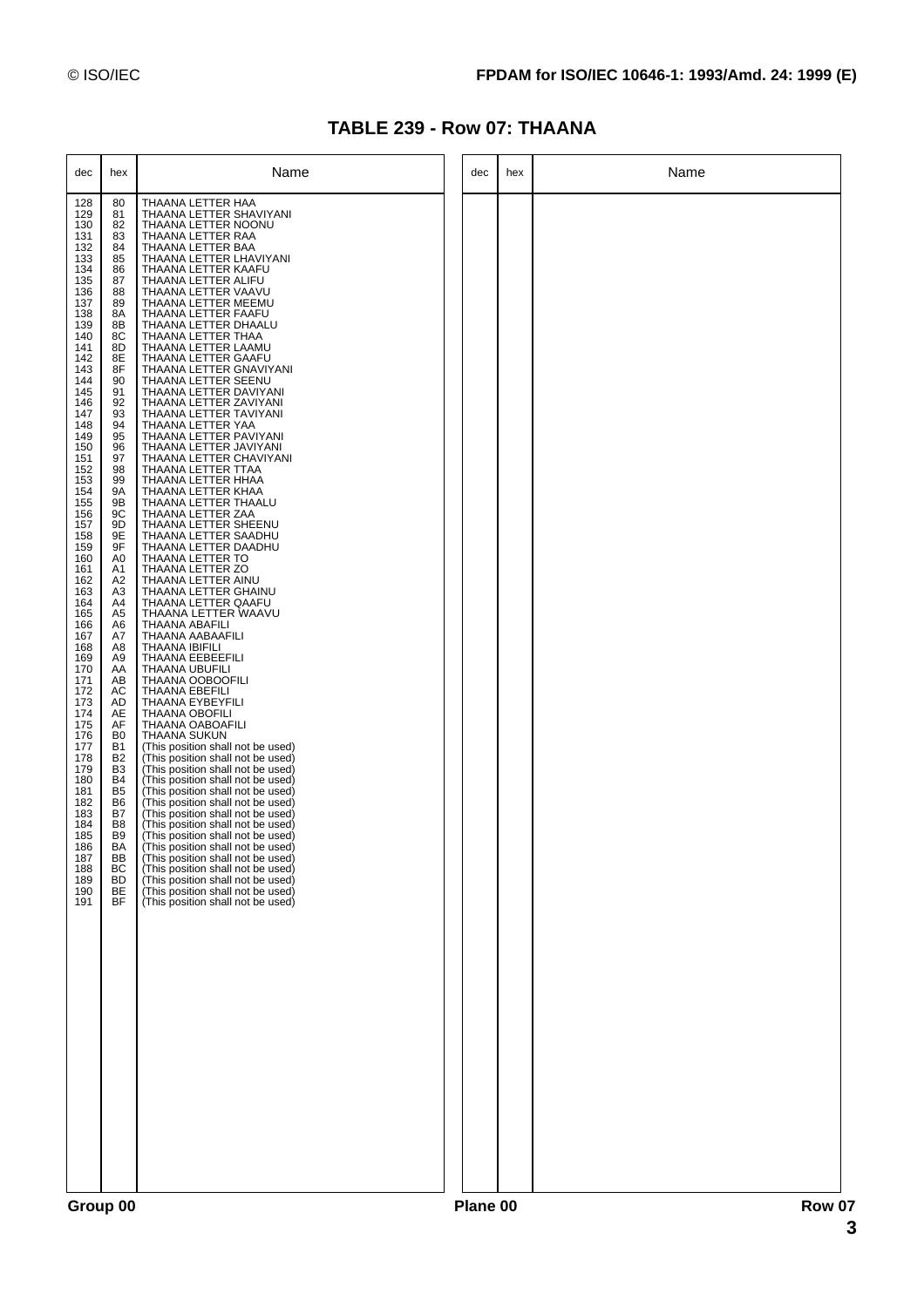# TABLE 239 - Row 07: THAANA

| dec | hex | Name |
|---|---|---|
| 128 | 80 | THAANA LETTER HAA |
| 129 | 81 | THAANA LETTER SHAVIYANI |
| 130 | 82 | THAANA LETTER NOONU |
| 131 | 83 | THAANA LETTER RAA |
| 132 | 84 | THAANA LETTER BAA |
| 133 | 85 | THAANA LETTER LHAVIYANI |
| 134 | 86 | THAANA LETTER KAAFU |
| 135 | 87 | THAANA LETTER ALIFU |
| 136 | 88 | THAANA LETTER VAAVU |
| 137 | 89 | THAANA LETTER MEEMU |
| 138 | 8A | THAANA LETTER FAAFU |
| 139 | 8B | THAANA LETTER DHAALU |
| 140 | 8C | THAANA LETTER THAA |
| 141 | 8D | THAANA LETTER LAAMU |
| 142 | 8E | THAANA LETTER GAAFU |
| 143 | 8F | THAANA LETTER GNAVIYANI |
| 144 | 90 | THAANA LETTER SEENU |
| 145 | 91 | THAANA LETTER DAVIYANI |
| 146 | 92 | THAANA LETTER ZAVIYANI |
| 147 | 93 | THAANA LETTER TAVIYANI |
| 148 | 94 | THAANA LETTER YAA |
| 149 | 95 | THAANA LETTER PAVIYANI |
| 150 | 96 | THAANA LETTER JAVIYANI |
| 151 | 97 | THAANA LETTER CHAVIYANI |
| 152 | 98 | THAANA LETTER TTAA |
| 153 | 99 | THAANA LETTER HHAA |
| 154 | 9A | THAANA LETTER KHAA |
| 155 | 9B | THAANA LETTER THAALU |
| 156 | 9C | THAANA LETTER ZAA |
| 157 | 9D | THAANA LETTER SHEENU |
| 158 | 9E | THAANA LETTER SAADHU |
| 159 | 9F | THAANA LETTER DAADHU |
| 160 | A0 | THAANA LETTER TO |
| 161 | A1 | THAANA LETTER ZO |
| 162 | A2 | THAANA LETTER AINU |
| 163 | A3 | THAANA LETTER GHAINU |
| 164 | A4 | THAANA LETTER QAAFU |
| 165 | A5 | THAANA LETTER WAAVU |
| 166 | A6 | THAANA ABAFILI |
| 167 | A7 | THAANA AABAAFILI |
| 168 | A8 | THAANA IBIFILI |
| 169 | A9 | THAANA EEBEEFILI |
| 170 | AA | THAANA UBUFILI |
| 171 | AB | THAANA OOBOOFILI |
| 172 | AC | THAANA EBEFILI |
| 173 | AD | THAANA EYBEYFILI |
| 174 | AE | THAANA OBOFILI |
| 175 | AF | THAANA OABOAFILI |
| 176 | B0 | THAANA SUKUN |
| 177 | B1 | (This position shall not be used) |
| 178 | B2 | (This position shall not be used) |
| 179 | B3 | (This position shall not be used) |
| 180 | B4 | (This position shall not be used) |
| 181 | B5 | (This position shall not be used) |
| 182 | B6 | (This position shall not be used) |
| 183 | B7 | (This position shall not be used) |
| 184 | B8 | (This position shall not be used) |
| 185 | B9 | (This position shall not be used) |
| 186 | BA | (This position shall not be used) |
| 187 | BB | (This position shall not be used) |
| 188 | BC | (This position shall not be used) |
| 189 | BD | (This position shall not be used) |
| 190 | BE | (This position shall not be used) |
| 191 | BF | (This position shall not be used) |

Group 00 Plane 00 Row 07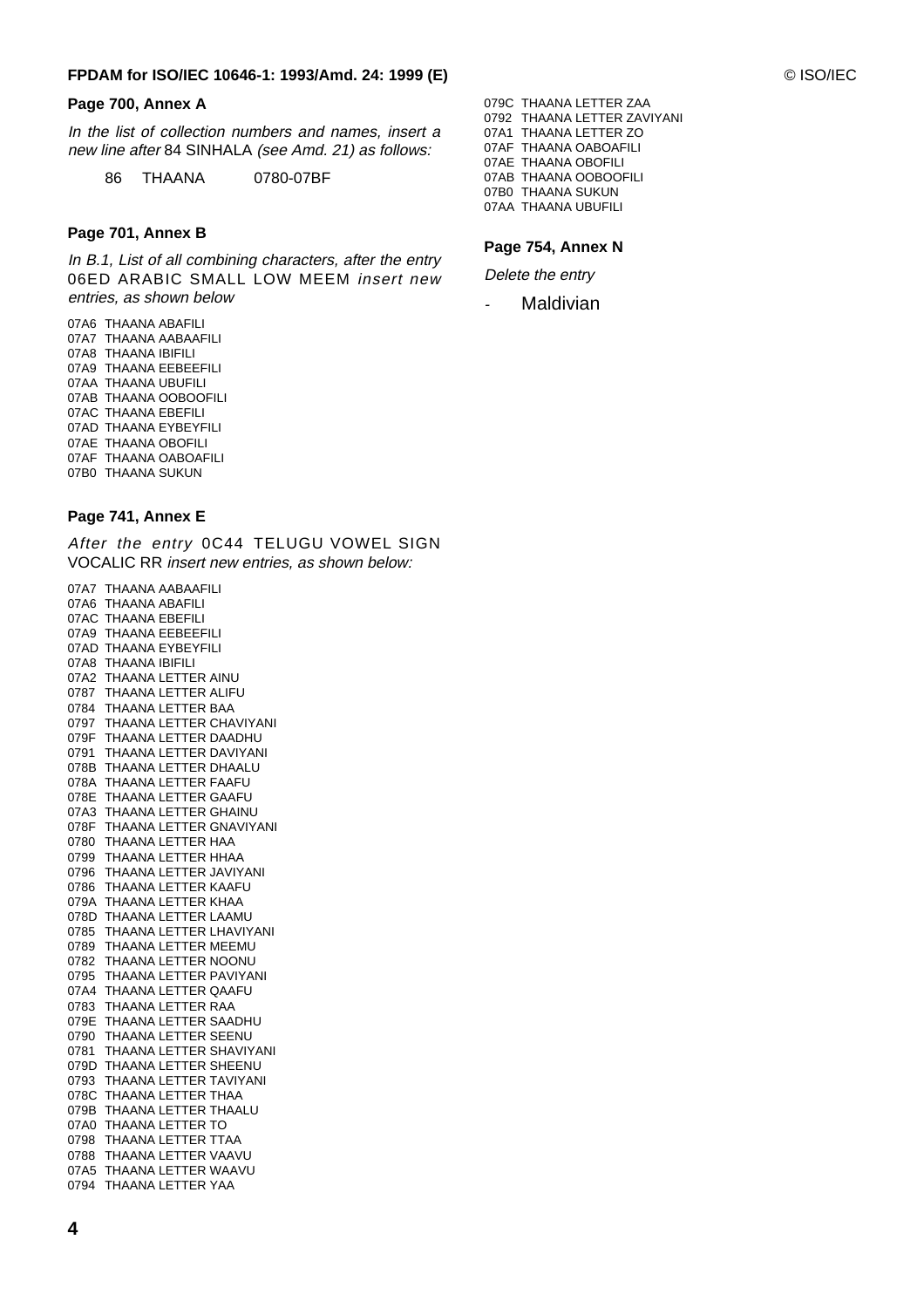### Page 700, Annex A

*In the list of collection numbers and names, insert a new line after* 84 SINHALA *(see Amd. 21) as follows:*

86 THAANA 0780-07BF

### Page 701, Annex B

*In B.1, List of all combining characters, after the entry* 06ED ARABIC SMALL LOW MEEM *insert new entries, as shown below*

07A6 THAANA ABAFILI
07A7 THAANA AABAAFILI
07A8 THAANA IBIFILI
07A9 THAANA EEBEEFILI
07AA THAANA UBUFILI
07AB THAANA OOBOOFILI
07AC THAANA EBEFILI
07AD THAANA EYBEYFILI
07AE THAANA OBOFILI
07AF THAANA OABOAFILI
07B0 THAANA SUKUN

### Page 741, Annex E

*After the entry* 0C44 TELUGU VOWEL SIGN VOCALIC RR *insert new entries, as shown below:*

07A7 THAANA AABAAFILI
07A6 THAANA ABAFILI
07AC THAANA EBEFILI
07A9 THAANA EEBEEFILI
07AD THAANA EYBEYFILI
07A8 THAANA IBIFILI
07A2 THAANA LETTER AINU
0787 THAANA LETTER ALIFU
0784 THAANA LETTER BAA
0797 THAANA LETTER CHAVIYANI
079F THAANA LETTER DAADHU
0791 THAANA LETTER DAVIYANI
078B THAANA LETTER DHAALU
078A THAANA LETTER FAAFU
078E THAANA LETTER GAAFU
07A3 THAANA LETTER GHAINU
078F THAANA LETTER GNAVIYANI
0780 THAANA LETTER HAA
0799 THAANA LETTER HHAA
0796 THAANA LETTER JAVIYANI
0786 THAANA LETTER KAAFU
079A THAANA LETTER KHAA
078D THAANA LETTER LAAMU
0785 THAANA LETTER LHAVIYANI
0789 THAANA LETTER MEEMU
0782 THAANA LETTER NOONU
0795 THAANA LETTER PAVIYANI
07A4 THAANA LETTER QAAFU
0783 THAANA LETTER RAA
079E THAANA LETTER SAADHU
0790 THAANA LETTER SEENU
0781 THAANA LETTER SHAVIYANI
079D THAANA LETTER SHEENU
0793 THAANA LETTER TAVIYANI
078C THAANA LETTER THAA
079B THAANA LETTER THAALU
07A0 THAANA LETTER TO
0798 THAANA LETTER TTAA
0788 THAANA LETTER VAAVU
07A5 THAANA LETTER WAAVU
0794 THAANA LETTER YAA
079C THAANA LETTER ZAA
0792 THAANA LETTER ZAVIYANI
07A1 THAANA LETTER ZO
07AF THAANA OABOAFILI
07AE THAANA OBOFILI
07AB THAANA OOBOOFILI
07B0 THAANA SUKUN
07AA THAANA UBUFILI

### Page 754, Annex N

*Delete the entry*

- Maldivian